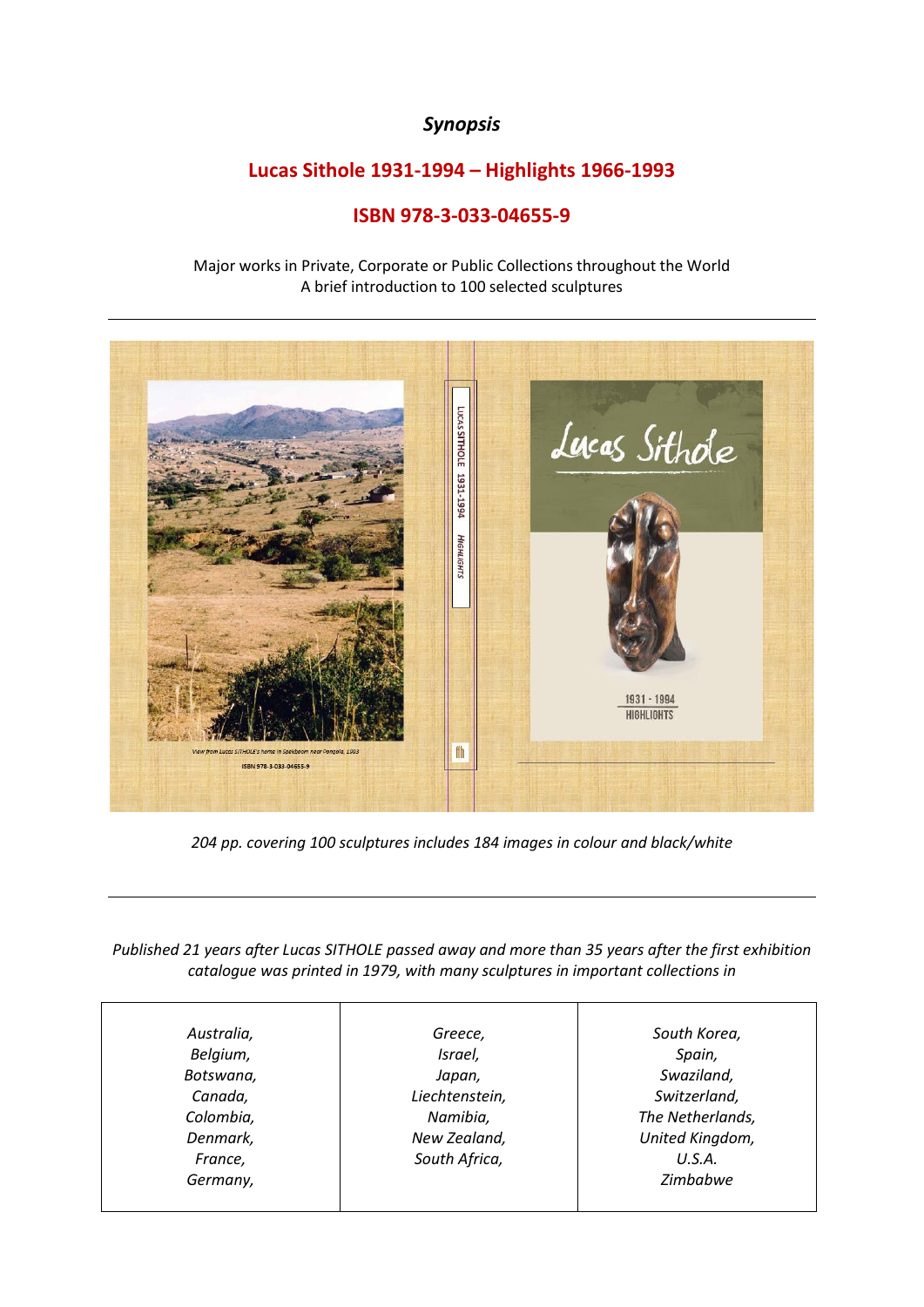## *Synopsis*

# Lucas Sithole 1931-1994 – Highlights 1966-1993

## ISBN 978-3-033-04655-9

Major works in Private, Corporate or Public Collections throughout the World
A brief introduction to 100 selected sculptures

---

*204 pp. covering 100 sculptures includes 184 images in colour and black/white*

---

*Published 21 years after Lucas SITHOLE passed away and more than 35 years after the first exhibition catalogue was printed in 1979, with many sculptures in important collections in*

| | | |
|---|---|---|
| *Australia,*<br>*Belgium,*<br>*Botswana,*<br>*Canada,*<br>*Colombia,*<br>*Denmark,*<br>*France,*<br>*Germany,* | *Greece,*<br>*Israel,*<br>*Japan,*<br>*Liechtenstein,*<br>*Namibia,*<br>*New Zealand,*<br>*South Africa,* | *South Korea,*<br>*Spain,*<br>*Swaziland,*<br>*Switzerland,*<br>*The Netherlands,*<br>*United Kingdom,*<br>*U.S.A.*<br>*Zimbabwe* |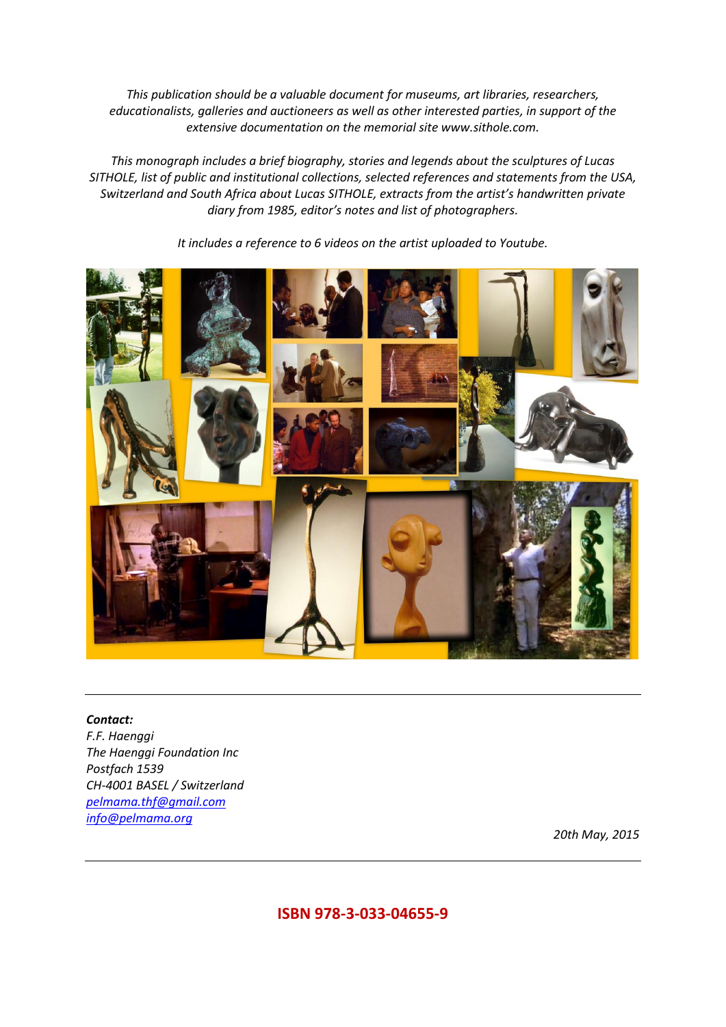*This publication should be a valuable document for museums, art libraries, researchers, educationalists, galleries and auctioneers as well as other interested parties, in support of the extensive documentation on the memorial site www.sithole.com.*

*This monograph includes a brief biography, stories and legends about the sculptures of Lucas SITHOLE, list of public and institutional collections, selected references and statements from the USA, Switzerland and South Africa about Lucas SITHOLE, extracts from the artist's handwritten private diary from 1985, editor's notes and list of photographers.*

*It includes a reference to 6 videos on the artist uploaded to Youtube.*

---

***Contact:***
*F.F. Haenggi*
*The Haenggi Foundation Inc*
*Postfach 1539*
*CH-4001 BASEL / Switzerland*
*pelmama.thf@gmail.com*
*info@pelmama.org*

*20th May, 2015*

---

**ISBN 978-3-033-04655-9**